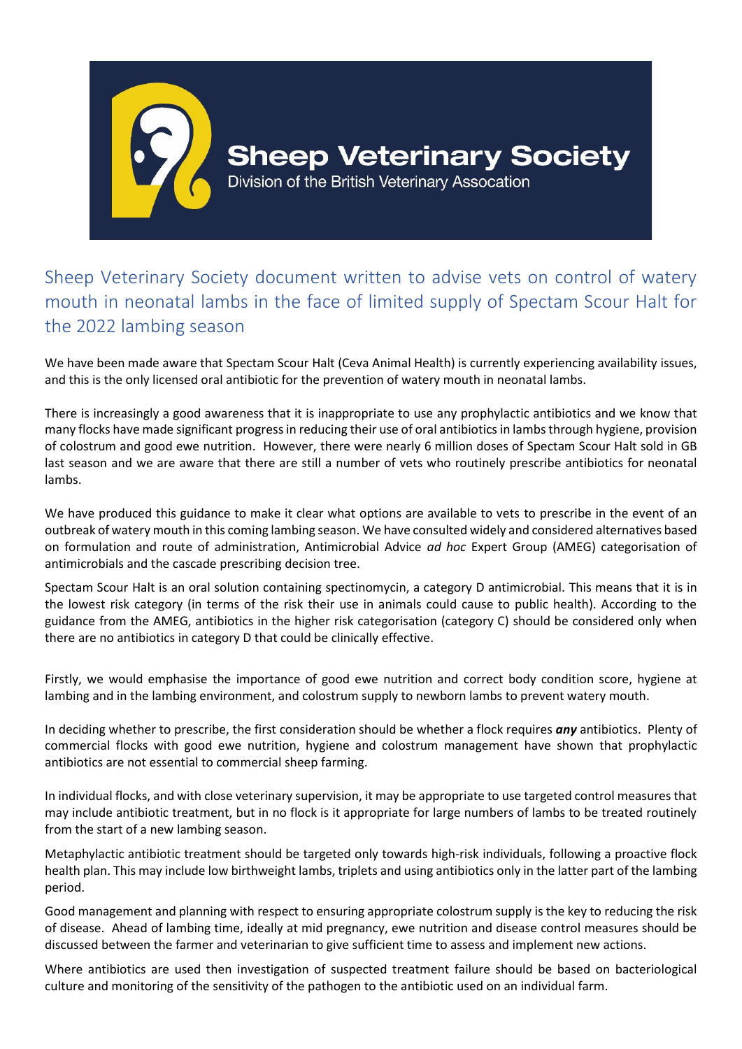Sheep Veterinary Society

Division of the British Veterinary Assocation

# Sheep Veterinary Society document written to advise vets on control of watery mouth in neonatal lambs in the face of limited supply of Spectam Scour Halt for the 2022 lambing season

We have been made aware that Spectam Scour Halt (Ceva Animal Health) is currently experiencing availability issues, and this is the only licensed oral antibiotic for the prevention of watery mouth in neonatal lambs.

There is increasingly a good awareness that it is inappropriate to use any prophylactic antibiotics and we know that many flocks have made significant progress in reducing their use of oral antibiotics in lambs through hygiene, provision of colostrum and good ewe nutrition. However, there were nearly 6 million doses of Spectam Scour Halt sold in GB last season and we are aware that there are still a number of vets who routinely prescribe antibiotics for neonatal lambs.

We have produced this guidance to make it clear what options are available to vets to prescribe in the event of an outbreak of watery mouth in this coming lambing season. We have consulted widely and considered alternatives based on formulation and route of administration, Antimicrobial Advice *ad hoc* Expert Group (AMEG) categorisation of antimicrobials and the cascade prescribing decision tree.

Spectam Scour Halt is an oral solution containing spectinomycin, a category D antimicrobial. This means that it is in the lowest risk category (in terms of the risk their use in animals could cause to public health). According to the guidance from the AMEG, antibiotics in the higher risk categorisation (category C) should be considered only when there are no antibiotics in category D that could be clinically effective.

Firstly, we would emphasise the importance of good ewe nutrition and correct body condition score, hygiene at lambing and in the lambing environment, and colostrum supply to newborn lambs to prevent watery mouth.

In deciding whether to prescribe, the first consideration should be whether a flock requires ***any*** antibiotics. Plenty of commercial flocks with good ewe nutrition, hygiene and colostrum management have shown that prophylactic antibiotics are not essential to commercial sheep farming.

In individual flocks, and with close veterinary supervision, it may be appropriate to use targeted control measures that may include antibiotic treatment, but in no flock is it appropriate for large numbers of lambs to be treated routinely from the start of a new lambing season.

Metaphylactic antibiotic treatment should be targeted only towards high-risk individuals, following a proactive flock health plan. This may include low birthweight lambs, triplets and using antibiotics only in the latter part of the lambing period.

Good management and planning with respect to ensuring appropriate colostrum supply is the key to reducing the risk of disease. Ahead of lambing time, ideally at mid pregnancy, ewe nutrition and disease control measures should be discussed between the farmer and veterinarian to give sufficient time to assess and implement new actions.

Where antibiotics are used then investigation of suspected treatment failure should be based on bacteriological culture and monitoring of the sensitivity of the pathogen to the antibiotic used on an individual farm.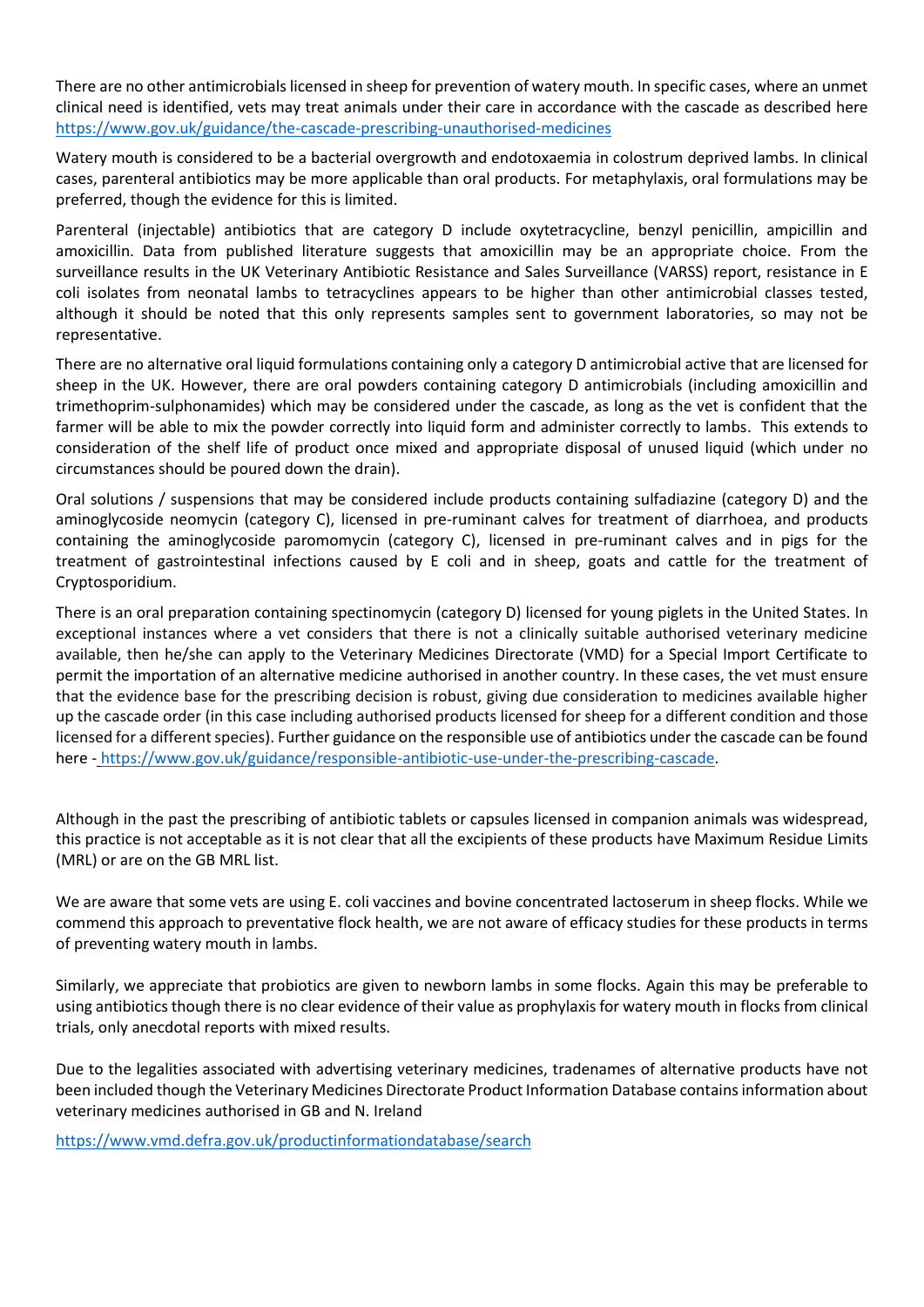There are no other antimicrobials licensed in sheep for prevention of watery mouth. In specific cases, where an unmet clinical need is identified, vets may treat animals under their care in accordance with the cascade as described here https://www.gov.uk/guidance/the-cascade-prescribing-unauthorised-medicines

Watery mouth is considered to be a bacterial overgrowth and endotoxaemia in colostrum deprived lambs. In clinical cases, parenteral antibiotics may be more applicable than oral products. For metaphylaxis, oral formulations may be preferred, though the evidence for this is limited.

Parenteral (injectable) antibiotics that are category D include oxytetracycline, benzyl penicillin, ampicillin and amoxicillin. Data from published literature suggests that amoxicillin may be an appropriate choice. From the surveillance results in the UK Veterinary Antibiotic Resistance and Sales Surveillance (VARSS) report, resistance in E coli isolates from neonatal lambs to tetracyclines appears to be higher than other antimicrobial classes tested, although it should be noted that this only represents samples sent to government laboratories, so may not be representative.

There are no alternative oral liquid formulations containing only a category D antimicrobial active that are licensed for sheep in the UK. However, there are oral powders containing category D antimicrobials (including amoxicillin and trimethoprim-sulphonamides) which may be considered under the cascade, as long as the vet is confident that the farmer will be able to mix the powder correctly into liquid form and administer correctly to lambs. This extends to consideration of the shelf life of product once mixed and appropriate disposal of unused liquid (which under no circumstances should be poured down the drain).

Oral solutions / suspensions that may be considered include products containing sulfadiazine (category D) and the aminoglycoside neomycin (category C), licensed in pre-ruminant calves for treatment of diarrhoea, and products containing the aminoglycoside paromomycin (category C), licensed in pre-ruminant calves and in pigs for the treatment of gastrointestinal infections caused by E coli and in sheep, goats and cattle for the treatment of Cryptosporidium.

There is an oral preparation containing spectinomycin (category D) licensed for young piglets in the United States. In exceptional instances where a vet considers that there is not a clinically suitable authorised veterinary medicine available, then he/she can apply to the Veterinary Medicines Directorate (VMD) for a Special Import Certificate to permit the importation of an alternative medicine authorised in another country. In these cases, the vet must ensure that the evidence base for the prescribing decision is robust, giving due consideration to medicines available higher up the cascade order (in this case including authorised products licensed for sheep for a different condition and those licensed for a different species). Further guidance on the responsible use of antibiotics under the cascade can be found here - https://www.gov.uk/guidance/responsible-antibiotic-use-under-the-prescribing-cascade.

Although in the past the prescribing of antibiotic tablets or capsules licensed in companion animals was widespread, this practice is not acceptable as it is not clear that all the excipients of these products have Maximum Residue Limits (MRL) or are on the GB MRL list.

We are aware that some vets are using E. coli vaccines and bovine concentrated lactoserum in sheep flocks. While we commend this approach to preventative flock health, we are not aware of efficacy studies for these products in terms of preventing watery mouth in lambs.

Similarly, we appreciate that probiotics are given to newborn lambs in some flocks. Again this may be preferable to using antibiotics though there is no clear evidence of their value as prophylaxis for watery mouth in flocks from clinical trials, only anecdotal reports with mixed results.

Due to the legalities associated with advertising veterinary medicines, tradenames of alternative products have not been included though the Veterinary Medicines Directorate Product Information Database contains information about veterinary medicines authorised in GB and N. Ireland

https://www.vmd.defra.gov.uk/productinformationdatabase/search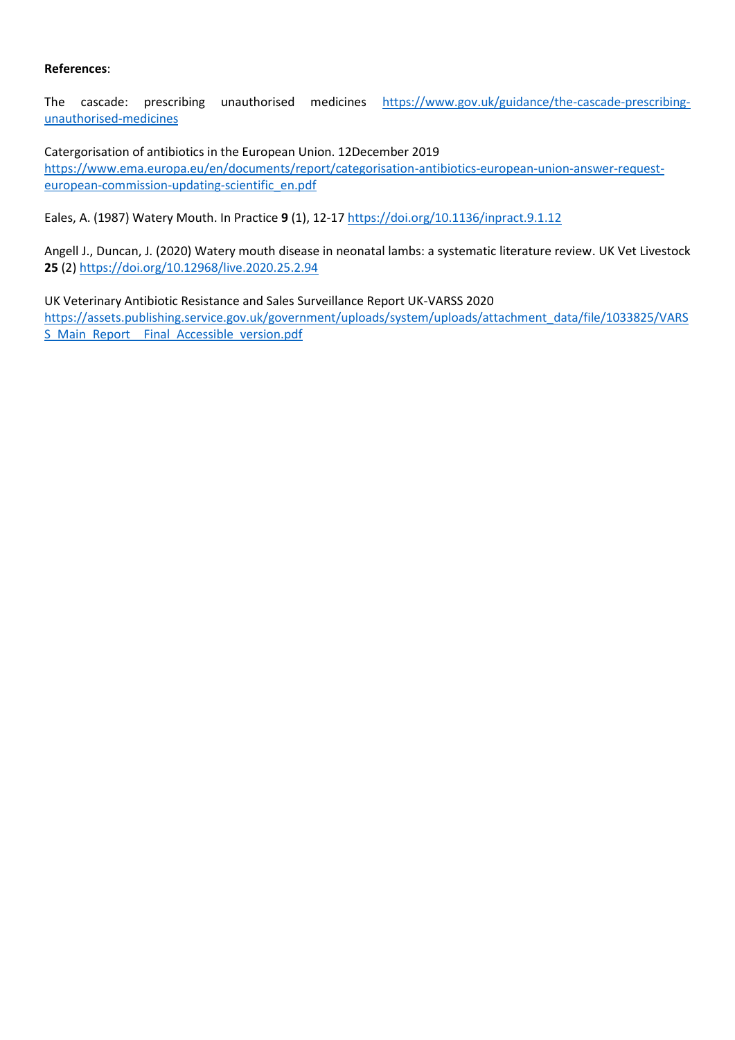**References**:

The cascade: prescribing unauthorised medicines https://www.gov.uk/guidance/the-cascade-prescribing-unauthorised-medicines

Catergorisation of antibiotics in the European Union. 12December 2019 https://www.ema.europa.eu/en/documents/report/categorisation-antibiotics-european-union-answer-request-european-commission-updating-scientific_en.pdf

Eales, A. (1987) Watery Mouth. In Practice **9** (1), 12-17 https://doi.org/10.1136/inpract.9.1.12

Angell J., Duncan, J. (2020) Watery mouth disease in neonatal lambs: a systematic literature review. UK Vet Livestock **25** (2) https://doi.org/10.12968/live.2020.25.2.94

UK Veterinary Antibiotic Resistance and Sales Surveillance Report UK-VARSS 2020 https://assets.publishing.service.gov.uk/government/uploads/system/uploads/attachment_data/file/1033825/VARSS_Main_Report__Final_Accessible_version.pdf